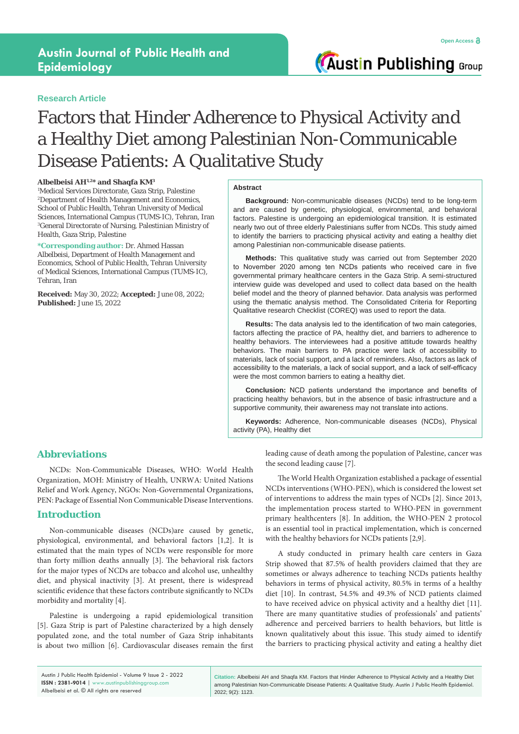Austin Journal of Public Health and Epidemiology

Research Article

# Factors that Hinder Adherence to Physical Activity and a Healthy Diet among Palestinian Non-Communicable Disease Patients: A Qualitative Study

**Albelbeisi AH[1,2]* and Shaqfa KM[3]**

[1]Medical Services Directorate, Gaza Strip, Palestine
[2]Department of Health Management and Economics, School of Public Health, Tehran University of Medical Sciences, International Campus (TUMS-IC), Tehran, Iran
[3]General Directorate of Nursing, Palestinian Ministry of Health, Gaza Strip, Palestine

***Corresponding author:** Dr. Ahmed Hassan Albelbeisi, Department of Health Management and Economics, School of Public Health, Tehran University of Medical Sciences, International Campus (TUMS-IC), Tehran, Iran

**Received:** May 30, 2022; **Accepted:** June 08, 2022; **Published:** June 15, 2022

## Abstract

**Background:** Non-communicable diseases (NCDs) tend to be long-term and are caused by genetic, physiological, environmental, and behavioral factors. Palestine is undergoing an epidemiological transition. It is estimated nearly two out of three elderly Palestinians suffer from NCDs. This study aimed to identify the barriers to practicing physical activity and eating a healthy diet among Palestinian non-communicable disease patients.

**Methods:** This qualitative study was carried out from September 2020 to November 2020 among ten NCDs patients who received care in five governmental primary healthcare centers in the Gaza Strip. A semi-structured interview guide was developed and used to collect data based on the health belief model and the theory of planned behavior. Data analysis was performed using the thematic analysis method. The Consolidated Criteria for Reporting Qualitative research Checklist (COREQ) was used to report the data.

**Results:** The data analysis led to the identification of two main categories, factors affecting the practice of PA, healthy diet, and barriers to adherence to healthy behaviors. The interviewees had a positive attitude towards healthy behaviors. The main barriers to PA practice were lack of accessibility to materials, lack of social support, and a lack of reminders. Also, factors as lack of accessibility to the materials, a lack of social support, and a lack of self-efficacy were the most common barriers to eating a healthy diet.

**Conclusion:** NCD patients understand the importance and benefits of practicing healthy behaviors, but in the absence of basic infrastructure and a supportive community, their awareness may not translate into actions.

**Keywords:** Adherence, Non-communicable diseases (NCDs), Physical activity (PA), Healthy diet

## Abbreviations

NCDs: Non-Communicable Diseases, WHO: World Health Organization, MOH: Ministry of Health, UNRWA: United Nations Relief and Work Agency, NGOs: Non-Governmental Organizations, PEN: Package of Essential Non Communicable Disease Interventions.

## Introduction

Non-communicable diseases (NCDs)are caused by genetic, physiological, environmental, and behavioral factors [1,2]. It is estimated that the main types of NCDs were responsible for more than forty million deaths annually [3]. The behavioral risk factors for the major types of NCDs are tobacco and alcohol use, unhealthy diet, and physical inactivity [3]. At present, there is widespread scientific evidence that these factors contribute significantly to NCDs morbidity and mortality [4].

Palestine is undergoing a rapid epidemiological transition [5]. Gaza Strip is part of Palestine characterized by a high densely populated zone, and the total number of Gaza Strip inhabitants is about two million [6]. Cardiovascular diseases remain the first leading cause of death among the population of Palestine, cancer was the second leading cause [7].

The World Health Organization established a package of essential NCDs interventions (WHO-PEN), which is considered the lowest set of interventions to address the main types of NCDs [2]. Since 2013, the implementation process started to WHO-PEN in government primary healthcenters [8]. In addition, the WHO-PEN 2 protocol is an essential tool in practical implementation, which is concerned with the healthy behaviors for NCDs patients [2,9].

A study conducted in primary health care centers in Gaza Strip showed that 87.5% of health providers claimed that they are sometimes or always adherence to teaching NCDs patients healthy behaviors in terms of physical activity, 80.5% in terms of a healthy diet [10]. In contrast, 54.5% and 49.3% of NCD patients claimed to have received advice on physical activity and a healthy diet [11]. There are many quantitative studies of professionals' and patients' adherence and perceived barriers to health behaviors, but little is known qualitatively about this issue. This study aimed to identify the barriers to practicing physical activity and eating a healthy diet

**Citation:** Albelbeisi AH and Shaqfa KM. Factors that Hinder Adherence to Physical Activity and a Healthy Diet among Palestinian Non-Communicable Disease Patients: A Qualitative Study. Austin J Public Health Epidemiol. 2022; 9(2): 1123.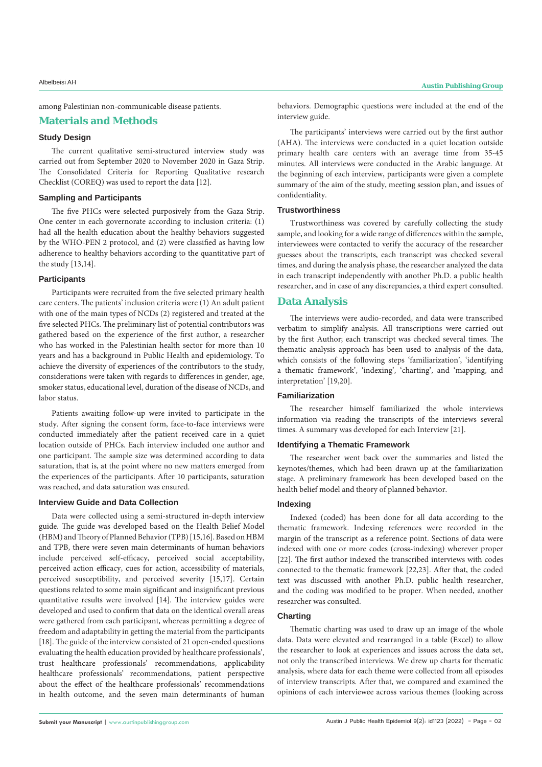among Palestinian non-communicable disease patients.

## Materials and Methods

### Study Design

The current qualitative semi-structured interview study was carried out from September 2020 to November 2020 in Gaza Strip. The Consolidated Criteria for Reporting Qualitative research Checklist (COREQ) was used to report the data [12].

### Sampling and Participants

The five PHCs were selected purposively from the Gaza Strip. One center in each governorate according to inclusion criteria: (1) had all the health education about the healthy behaviors suggested by the WHO-PEN 2 protocol, and (2) were classified as having low adherence to healthy behaviors according to the quantitative part of the study [13,14].

### Participants

Participants were recruited from the five selected primary health care centers. The patients' inclusion criteria were (1) An adult patient with one of the main types of NCDs (2) registered and treated at the five selected PHCs. The preliminary list of potential contributors was gathered based on the experience of the first author, a researcher who has worked in the Palestinian health sector for more than 10 years and has a background in Public Health and epidemiology. To achieve the diversity of experiences of the contributors to the study, considerations were taken with regards to differences in gender, age, smoker status, educational level, duration of the disease of NCDs, and labor status.

Patients awaiting follow-up were invited to participate in the study. After signing the consent form, face-to-face interviews were conducted immediately after the patient received care in a quiet location outside of PHCs. Each interview included one author and one participant. The sample size was determined according to data saturation, that is, at the point where no new matters emerged from the experiences of the participants. After 10 participants, saturation was reached, and data saturation was ensured.

### Interview Guide and Data Collection

Data were collected using a semi-structured in-depth interview guide. The guide was developed based on the Health Belief Model (HBM) and Theory of Planned Behavior (TPB) [15,16]. Based on HBM and TPB, there were seven main determinants of human behaviors include perceived self-efficacy, perceived social acceptability, perceived action efficacy, cues for action, accessibility of materials, perceived susceptibility, and perceived severity [15,17]. Certain questions related to some main significant and insignificant previous quantitative results were involved [14]. The interview guides were developed and used to confirm that data on the identical overall areas were gathered from each participant, whereas permitting a degree of freedom and adaptability in getting the material from the participants [18]. The guide of the interview consisted of 21 open-ended questions evaluating the health education provided by healthcare professionals', trust healthcare professionals' recommendations, applicability healthcare professionals' recommendations, patient perspective about the effect of the healthcare professionals' recommendations in health outcome, and the seven main determinants of human behaviors. Demographic questions were included at the end of the interview guide.

The participants' interviews were carried out by the first author (AHA). The interviews were conducted in a quiet location outside primary health care centers with an average time from 35-45 minutes. All interviews were conducted in the Arabic language. At the beginning of each interview, participants were given a complete summary of the aim of the study, meeting session plan, and issues of confidentiality.

### Trustworthiness

Trustworthiness was covered by carefully collecting the study sample, and looking for a wide range of differences within the sample, interviewees were contacted to verify the accuracy of the researcher guesses about the transcripts, each transcript was checked several times, and during the analysis phase, the researcher analyzed the data in each transcript independently with another Ph.D. a public health researcher, and in case of any discrepancies, a third expert consulted.

## Data Analysis

The interviews were audio-recorded, and data were transcribed verbatim to simplify analysis. All transcriptions were carried out by the first Author; each transcript was checked several times. The thematic analysis approach has been used to analysis of the data, which consists of the following steps 'familiarization', 'identifying a thematic framework', 'indexing', 'charting', and 'mapping, and interpretation' [19,20].

### Familiarization

The researcher himself familiarized the whole interviews information via reading the transcripts of the interviews several times. A summary was developed for each Interview [21].

### Identifying a Thematic Framework

The researcher went back over the summaries and listed the keynotes/themes, which had been drawn up at the familiarization stage. A preliminary framework has been developed based on the health belief model and theory of planned behavior.

### Indexing

Indexed (coded) has been done for all data according to the thematic framework. Indexing references were recorded in the margin of the transcript as a reference point. Sections of data were indexed with one or more codes (cross-indexing) wherever proper [22]. The first author indexed the transcribed interviews with codes connected to the thematic framework [22,23]. After that, the coded text was discussed with another Ph.D. public health researcher, and the coding was modified to be proper. When needed, another researcher was consulted.

### Charting

Thematic charting was used to draw up an image of the whole data. Data were elevated and rearranged in a table (Excel) to allow the researcher to look at experiences and issues across the data set, not only the transcribed interviews. We drew up charts for thematic analysis, where data for each theme were collected from all episodes of interview transcripts. After that, we compared and examined the opinions of each interviewee across various themes (looking across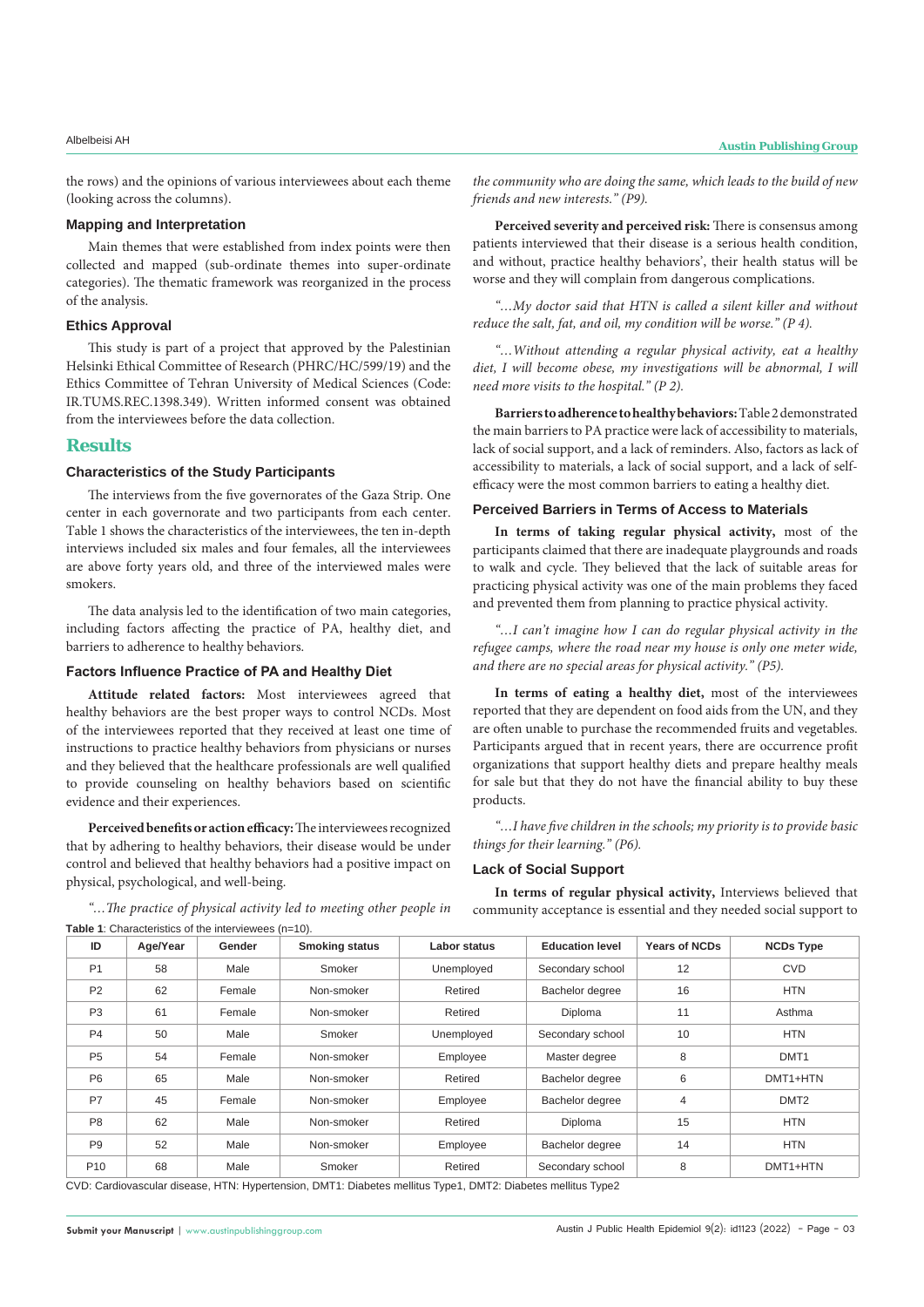the rows) and the opinions of various interviewees about each theme (looking across the columns).

### Mapping and Interpretation

Main themes that were established from index points were then collected and mapped (sub-ordinate themes into super-ordinate categories). The thematic framework was reorganized in the process of the analysis.

### Ethics Approval

This study is part of a project that approved by the Palestinian Helsinki Ethical Committee of Research (PHRC/HC/599/19) and the Ethics Committee of Tehran University of Medical Sciences (Code: IR.TUMS.REC.1398.349). Written informed consent was obtained from the interviewees before the data collection.

## Results

### Characteristics of the Study Participants

The interviews from the five governorates of the Gaza Strip. One center in each governorate and two participants from each center. Table 1 shows the characteristics of the interviewees, the ten in-depth interviews included six males and four females, all the interviewees are above forty years old, and three of the interviewed males were smokers.

The data analysis led to the identification of two main categories, including factors affecting the practice of PA, healthy diet, and barriers to adherence to healthy behaviors.

### Factors Influence Practice of PA and Healthy Diet

**Attitude related factors:** Most interviewees agreed that healthy behaviors are the best proper ways to control NCDs. Most of the interviewees reported that they received at least one time of instructions to practice healthy behaviors from physicians or nurses and they believed that the healthcare professionals are well qualified to provide counseling on healthy behaviors based on scientific evidence and their experiences.

**Perceived benefits or action efficacy:** The interviewees recognized that by adhering to healthy behaviors, their disease would be under control and believed that healthy behaviors had a positive impact on physical, psychological, and well-being.

*"…The practice of physical activity led to meeting other people in the community who are doing the same, which leads to the build of new friends and new interests." (P9).*

**Perceived severity and perceived risk:** There is consensus among patients interviewed that their disease is a serious health condition, and without, practice healthy behaviors', their health status will be worse and they will complain from dangerous complications.

*"…My doctor said that HTN is called a silent killer and without reduce the salt, fat, and oil, my condition will be worse." (P 4).*

*"…Without attending a regular physical activity, eat a healthy diet, I will become obese, my investigations will be abnormal, I will need more visits to the hospital." (P 2).*

**Barriers to adherence to healthy behaviors:** Table 2 demonstrated the main barriers to PA practice were lack of accessibility to materials, lack of social support, and a lack of reminders. Also, factors as lack of accessibility to materials, a lack of social support, and a lack of self-efficacy were the most common barriers to eating a healthy diet.

### Perceived Barriers in Terms of Access to Materials

**In terms of taking regular physical activity,** most of the participants claimed that there are inadequate playgrounds and roads to walk and cycle. They believed that the lack of suitable areas for practicing physical activity was one of the main problems they faced and prevented them from planning to practice physical activity.

*"…I can't imagine how I can do regular physical activity in the refugee camps, where the road near my house is only one meter wide, and there are no special areas for physical activity." (P5).*

**In terms of eating a healthy diet,** most of the interviewees reported that they are dependent on food aids from the UN, and they are often unable to purchase the recommended fruits and vegetables. Participants argued that in recent years, there are occurrence profit organizations that support healthy diets and prepare healthy meals for sale but that they do not have the financial ability to buy these products.

*"…I have five children in the schools; my priority is to provide basic things for their learning." (P6).*

### Lack of Social Support

**In terms of regular physical activity,** Interviews believed that community acceptance is essential and they needed social support to

**Table 1**: Characteristics of the interviewees (n=10).

| ID | Age/Year | Gender | Smoking status | Labor status | Education level | Years of NCDs | NCDs Type |
|---|---|---|---|---|---|---|---|
| P1 | 58 | Male | Smoker | Unemployed | Secondary school | 12 | CVD |
| P2 | 62 | Female | Non-smoker | Retired | Bachelor degree | 16 | HTN |
| P3 | 61 | Female | Non-smoker | Retired | Diploma | 11 | Asthma |
| P4 | 50 | Male | Smoker | Unemployed | Secondary school | 10 | HTN |
| P5 | 54 | Female | Non-smoker | Employee | Master degree | 8 | DMT1 |
| P6 | 65 | Male | Non-smoker | Retired | Bachelor degree | 6 | DMT1+HTN |
| P7 | 45 | Female | Non-smoker | Employee | Bachelor degree | 4 | DMT2 |
| P8 | 62 | Male | Non-smoker | Retired | Diploma | 15 | HTN |
| P9 | 52 | Male | Non-smoker | Employee | Bachelor degree | 14 | HTN |
| P10 | 68 | Male | Smoker | Retired | Secondary school | 8 | DMT1+HTN |

CVD: Cardiovascular disease, HTN: Hypertension, DMT1: Diabetes mellitus Type1, DMT2: Diabetes mellitus Type2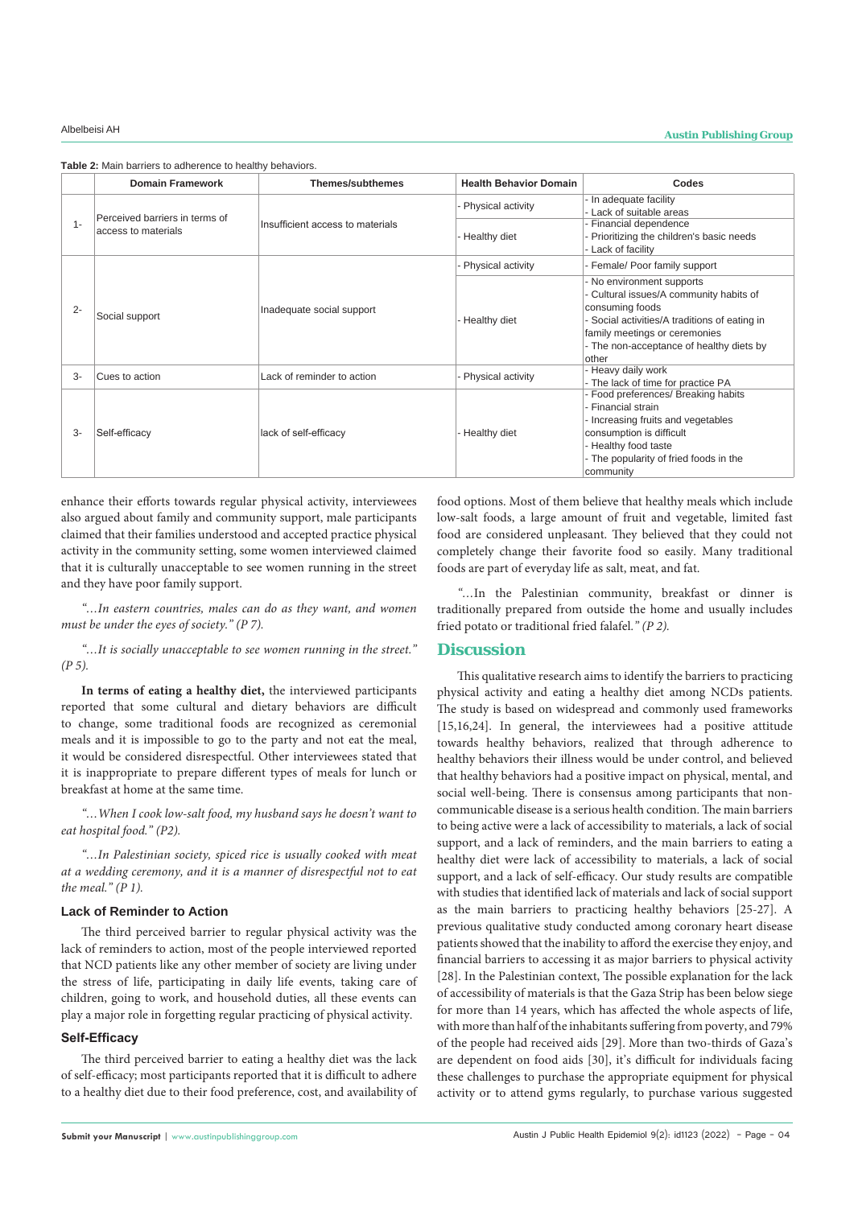**Table 2:** Main barriers to adherence to healthy behaviors.

| | Domain Framework | Themes/subthemes | Health Behavior Domain | Codes |
|---|---|---|---|---|
| 1- | Perceived barriers in terms of access to materials | Insufficient access to materials | - Physical activity | - In adequate facility<br>- Lack of suitable areas |
| | | | - Healthy diet | - Financial dependence<br>- Prioritizing the children's basic needs<br>- Lack of facility |
| 2- | Social support | Inadequate social support | - Physical activity | - Female/ Poor family support |
| | | | - Healthy diet | - No environment supports<br>- Cultural issues/A community habits of consuming foods<br>- Social activities/A traditions of eating in family meetings or ceremonies<br>- The non-acceptance of healthy diets by other |
| 3- | Cues to action | Lack of reminder to action | - Physical activity | - Heavy daily work<br>- The lack of time for practice PA |
| 3- | Self-efficacy | lack of self-efficacy | - Healthy diet | - Food preferences/ Breaking habits<br>- Financial strain<br>- Increasing fruits and vegetables consumption is difficult<br>- Healthy food taste<br>- The popularity of fried foods in the community |

enhance their efforts towards regular physical activity, interviewees also argued about family and community support, male participants claimed that their families understood and accepted practice physical activity in the community setting, some women interviewed claimed that it is culturally unacceptable to see women running in the street and they have poor family support.

*"…In eastern countries, males can do as they want, and women must be under the eyes of society." (P 7).*

*"…It is socially unacceptable to see women running in the street." (P 5).*

**In terms of eating a healthy diet,** the interviewed participants reported that some cultural and dietary behaviors are difficult to change, some traditional foods are recognized as ceremonial meals and it is impossible to go to the party and not eat the meal, it would be considered disrespectful. Other interviewees stated that it is inappropriate to prepare different types of meals for lunch or breakfast at home at the same time.

*"…When I cook low-salt food, my husband says he doesn't want to eat hospital food." (P2).*

*"…In Palestinian society, spiced rice is usually cooked with meat at a wedding ceremony, and it is a manner of disrespectful not to eat the meal." (P 1).*

### Lack of Reminder to Action

The third perceived barrier to regular physical activity was the lack of reminders to action, most of the people interviewed reported that NCD patients like any other member of society are living under the stress of life, participating in daily life events, taking care of children, going to work, and household duties, all these events can play a major role in forgetting regular practicing of physical activity.

### Self-Efficacy

The third perceived barrier to eating a healthy diet was the lack of self-efficacy; most participants reported that it is difficult to adhere to a healthy diet due to their food preference, cost, and availability of food options. Most of them believe that healthy meals which include low-salt foods, a large amount of fruit and vegetable, limited fast food are considered unpleasant. They believed that they could not completely change their favorite food so easily. Many traditional foods are part of everyday life as salt, meat, and fat.

*"…In the Palestinian community, breakfast or dinner is traditionally prepared from outside the home and usually includes fried potato or traditional fried falafel." (P 2).*

## Discussion

This qualitative research aims to identify the barriers to practicing physical activity and eating a healthy diet among NCDs patients. The study is based on widespread and commonly used frameworks [15,16,24]. In general, the interviewees had a positive attitude towards healthy behaviors, realized that through adherence to healthy behaviors their illness would be under control, and believed that healthy behaviors had a positive impact on physical, mental, and social well-being. There is consensus among participants that non-communicable disease is a serious health condition. The main barriers to being active were a lack of accessibility to materials, a lack of social support, and a lack of reminders, and the main barriers to eating a healthy diet were lack of accessibility to materials, a lack of social support, and a lack of self-efficacy. Our study results are compatible with studies that identified lack of materials and lack of social support as the main barriers to practicing healthy behaviors [25-27]. A previous qualitative study conducted among coronary heart disease patients showed that the inability to afford the exercise they enjoy, and financial barriers to accessing it as major barriers to physical activity [28]. In the Palestinian context, The possible explanation for the lack of accessibility of materials is that the Gaza Strip has been below siege for more than 14 years, which has affected the whole aspects of life, with more than half of the inhabitants suffering from poverty, and 79% of the people had received aids [29]. More than two-thirds of Gaza's are dependent on food aids [30], it's difficult for individuals facing these challenges to purchase the appropriate equipment for physical activity or to attend gyms regularly, to purchase various suggested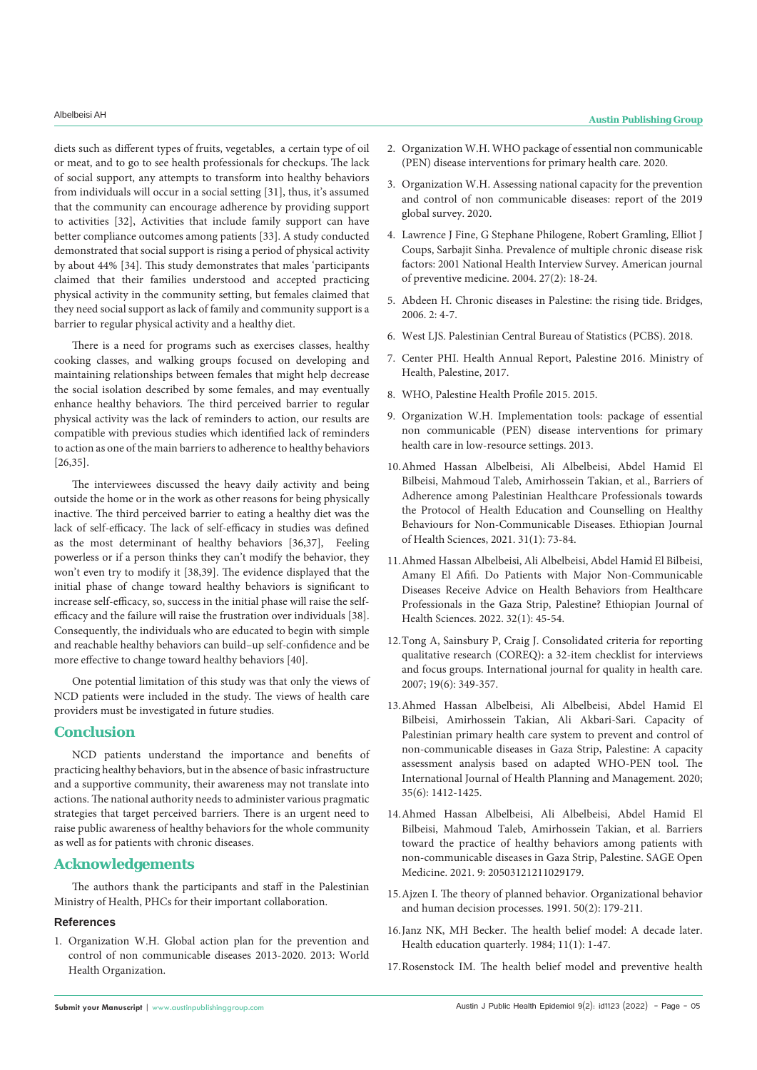diets such as different types of fruits, vegetables, a certain type of oil or meat, and to go to see health professionals for checkups. The lack of social support, any attempts to transform into healthy behaviors from individuals will occur in a social setting [31], thus, it's assumed that the community can encourage adherence by providing support to activities [32], Activities that include family support can have better compliance outcomes among patients [33]. A study conducted demonstrated that social support is rising a period of physical activity by about 44% [34]. This study demonstrates that males 'participants claimed that their families understood and accepted practicing physical activity in the community setting, but females claimed that they need social support as lack of family and community support is a barrier to regular physical activity and a healthy diet.

There is a need for programs such as exercises classes, healthy cooking classes, and walking groups focused on developing and maintaining relationships between females that might help decrease the social isolation described by some females, and may eventually enhance healthy behaviors. The third perceived barrier to regular physical activity was the lack of reminders to action, our results are compatible with previous studies which identified lack of reminders to action as one of the main barriers to adherence to healthy behaviors [26,35].

The interviewees discussed the heavy daily activity and being outside the home or in the work as other reasons for being physically inactive. The third perceived barrier to eating a healthy diet was the lack of self-efficacy. The lack of self-efficacy in studies was defined as the most determinant of healthy behaviors [36,37], Feeling powerless or if a person thinks they can't modify the behavior, they won't even try to modify it [38,39]. The evidence displayed that the initial phase of change toward healthy behaviors is significant to increase self-efficacy, so, success in the initial phase will raise the self-efficacy and the failure will raise the frustration over individuals [38]. Consequently, the individuals who are educated to begin with simple and reachable healthy behaviors can build–up self-confidence and be more effective to change toward healthy behaviors [40].

One potential limitation of this study was that only the views of NCD patients were included in the study. The views of health care providers must be investigated in future studies.

## Conclusion

NCD patients understand the importance and benefits of practicing healthy behaviors, but in the absence of basic infrastructure and a supportive community, their awareness may not translate into actions. The national authority needs to administer various pragmatic strategies that target perceived barriers. There is an urgent need to raise public awareness of healthy behaviors for the whole community as well as for patients with chronic diseases.

## Acknowledgements

The authors thank the participants and staff in the Palestinian Ministry of Health, PHCs for their important collaboration.

### References

1. Organization W.H. Global action plan for the prevention and control of non communicable diseases 2013-2020. 2013: World Health Organization.
2. Organization W.H. WHO package of essential non communicable (PEN) disease interventions for primary health care. 2020.
3. Organization W.H. Assessing national capacity for the prevention and control of non communicable diseases: report of the 2019 global survey. 2020.
4. Lawrence J Fine, G Stephane Philogene, Robert Gramling, Elliot J Coups, Sarbajit Sinha. Prevalence of multiple chronic disease risk factors: 2001 National Health Interview Survey. American journal of preventive medicine. 2004. 27(2): 18-24.
5. Abdeen H. Chronic diseases in Palestine: the rising tide. Bridges, 2006. 2: 4-7.
6. West LJS. Palestinian Central Bureau of Statistics (PCBS). 2018.
7. Center PHI. Health Annual Report, Palestine 2016. Ministry of Health, Palestine, 2017.
8. WHO, Palestine Health Profile 2015. 2015.
9. Organization W.H. Implementation tools: package of essential non communicable (PEN) disease interventions for primary health care in low-resource settings. 2013.
10. Ahmed Hassan Albelbeisi, Ali Albelbeisi, Abdel Hamid El Bilbeisi, Mahmoud Taleb, Amirhossein Takian, et al., Barriers of Adherence among Palestinian Healthcare Professionals towards the Protocol of Health Education and Counselling on Healthy Behaviours for Non-Communicable Diseases. Ethiopian Journal of Health Sciences, 2021. 31(1): 73-84.
11. Ahmed Hassan Albelbeisi, Ali Albelbeisi, Abdel Hamid El Bilbeisi, Amany El Afifi. Do Patients with Major Non-Communicable Diseases Receive Advice on Health Behaviors from Healthcare Professionals in the Gaza Strip, Palestine? Ethiopian Journal of Health Sciences. 2022. 32(1): 45-54.
12. Tong A, Sainsbury P, Craig J. Consolidated criteria for reporting qualitative research (COREQ): a 32-item checklist for interviews and focus groups. International journal for quality in health care. 2007; 19(6): 349-357.
13. Ahmed Hassan Albelbeisi, Ali Albelbeisi, Abdel Hamid El Bilbeisi, Amirhossein Takian, Ali Akbari-Sari. Capacity of Palestinian primary health care system to prevent and control of non-communicable diseases in Gaza Strip, Palestine: A capacity assessment analysis based on adapted WHO-PEN tool. The International Journal of Health Planning and Management. 2020; 35(6): 1412-1425.
14. Ahmed Hassan Albelbeisi, Ali Albelbeisi, Abdel Hamid El Bilbeisi, Mahmoud Taleb, Amirhossein Takian, et al. Barriers toward the practice of healthy behaviors among patients with non-communicable diseases in Gaza Strip, Palestine. SAGE Open Medicine. 2021. 9: 20503121211029179.
15. Ajzen I. The theory of planned behavior. Organizational behavior and human decision processes. 1991. 50(2): 179-211.
16. Janz NK, MH Becker. The health belief model: A decade later. Health education quarterly. 1984; 11(1): 1-47.
17. Rosenstock IM. The health belief model and preventive health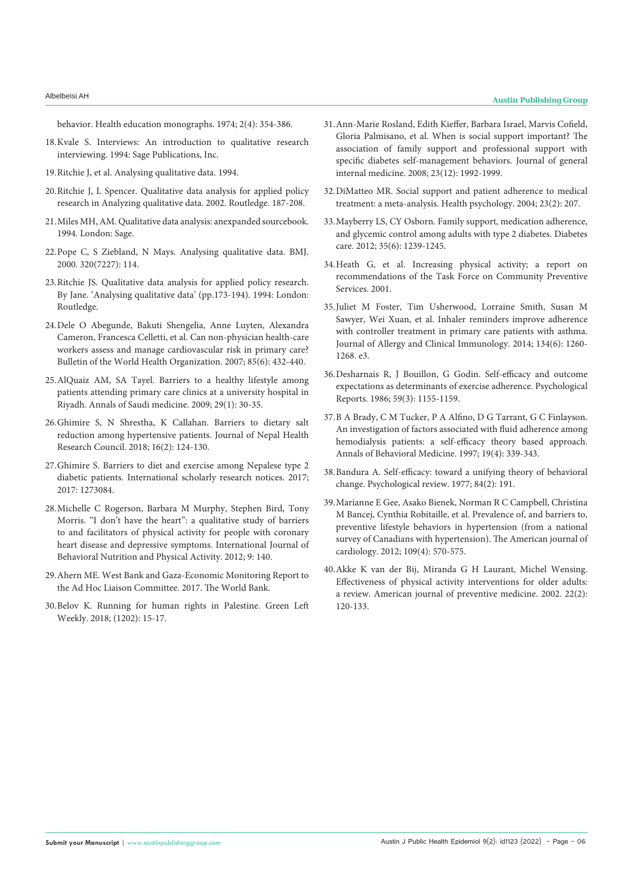behavior. Health education monographs. 1974; 2(4): 354-386.

18. Kvale S. Interviews: An introduction to qualitative research interviewing. 1994: Sage Publications, Inc.

19. Ritchie J, et al. Analysing qualitative data. 1994.

20. Ritchie J, L Spencer. Qualitative data analysis for applied policy research in Analyzing qualitative data. 2002. Routledge. 187-208.

21. Miles MH, AM. Qualitative data analysis: anexpanded sourcebook. 1994. London: Sage.

22. Pope C, S Ziebland, N Mays. Analysing qualitative data. BMJ. 2000. 320(7227): 114.

23. Ritchie JS. Qualitative data analysis for applied policy research. By Jane. 'Analysing qualitative data' (pp.173-194). 1994: London: Routledge.

24. Dele O Abegunde, Bakuti Shengelia, Anne Luyten, Alexandra Cameron, Francesca Celletti, et al. Can non-physician health-care workers assess and manage cardiovascular risk in primary care? Bulletin of the World Health Organization. 2007; 85(6): 432-440.

25. AlQuaiz AM, SA Tayel. Barriers to a healthy lifestyle among patients attending primary care clinics at a university hospital in Riyadh. Annals of Saudi medicine. 2009; 29(1): 30-35.

26. Ghimire S, N Shrestha, K Callahan. Barriers to dietary salt reduction among hypertensive patients. Journal of Nepal Health Research Council. 2018; 16(2): 124-130.

27. Ghimire S. Barriers to diet and exercise among Nepalese type 2 diabetic patients. International scholarly research notices. 2017; 2017: 1273084.

28. Michelle C Rogerson, Barbara M Murphy, Stephen Bird, Tony Morris. "I don't have the heart": a qualitative study of barriers to and facilitators of physical activity for people with coronary heart disease and depressive symptoms. International Journal of Behavioral Nutrition and Physical Activity. 2012; 9: 140.

29. Ahern ME. West Bank and Gaza-Economic Monitoring Report to the Ad Hoc Liaison Committee. 2017. The World Bank.

30. Belov K. Running for human rights in Palestine. Green Left Weekly. 2018; (1202): 15-17.

31. Ann-Marie Rosland, Edith Kieffer, Barbara Israel, Marvis Cofield, Gloria Palmisano, et al. When is social support important? The association of family support and professional support with specific diabetes self-management behaviors. Journal of general internal medicine. 2008; 23(12): 1992-1999.

32. DiMatteo MR. Social support and patient adherence to medical treatment: a meta-analysis. Health psychology. 2004; 23(2): 207.

33. Mayberry LS, CY Osborn. Family support, medication adherence, and glycemic control among adults with type 2 diabetes. Diabetes care. 2012; 35(6): 1239-1245.

34. Heath G, et al. Increasing physical activity; a report on recommendations of the Task Force on Community Preventive Services. 2001.

35. Juliet M Foster, Tim Usherwood, Lorraine Smith, Susan M Sawyer, Wei Xuan, et al. Inhaler reminders improve adherence with controller treatment in primary care patients with asthma. Journal of Allergy and Clinical Immunology. 2014; 134(6): 1260-1268. e3.

36. Desharnais R, J Bouillon, G Godin. Self-efficacy and outcome expectations as determinants of exercise adherence. Psychological Reports. 1986; 59(3): 1155-1159.

37. B A Brady, C M Tucker, P A Alfino, D G Tarrant, G C Finlayson. An investigation of factors associated with fluid adherence among hemodialysis patients: a self-efficacy theory based approach. Annals of Behavioral Medicine. 1997; 19(4): 339-343.

38. Bandura A. Self-efficacy: toward a unifying theory of behavioral change. Psychological review. 1977; 84(2): 191.

39. Marianne E Gee, Asako Bienek, Norman R C Campbell, Christina M Bancej, Cynthia Robitaille, et al. Prevalence of, and barriers to, preventive lifestyle behaviors in hypertension (from a national survey of Canadians with hypertension). The American journal of cardiology. 2012; 109(4): 570-575.

40. Akke K van der Bij, Miranda G H Laurant, Michel Wensing. Effectiveness of physical activity interventions for older adults: a review. American journal of preventive medicine. 2002. 22(2): 120-133.